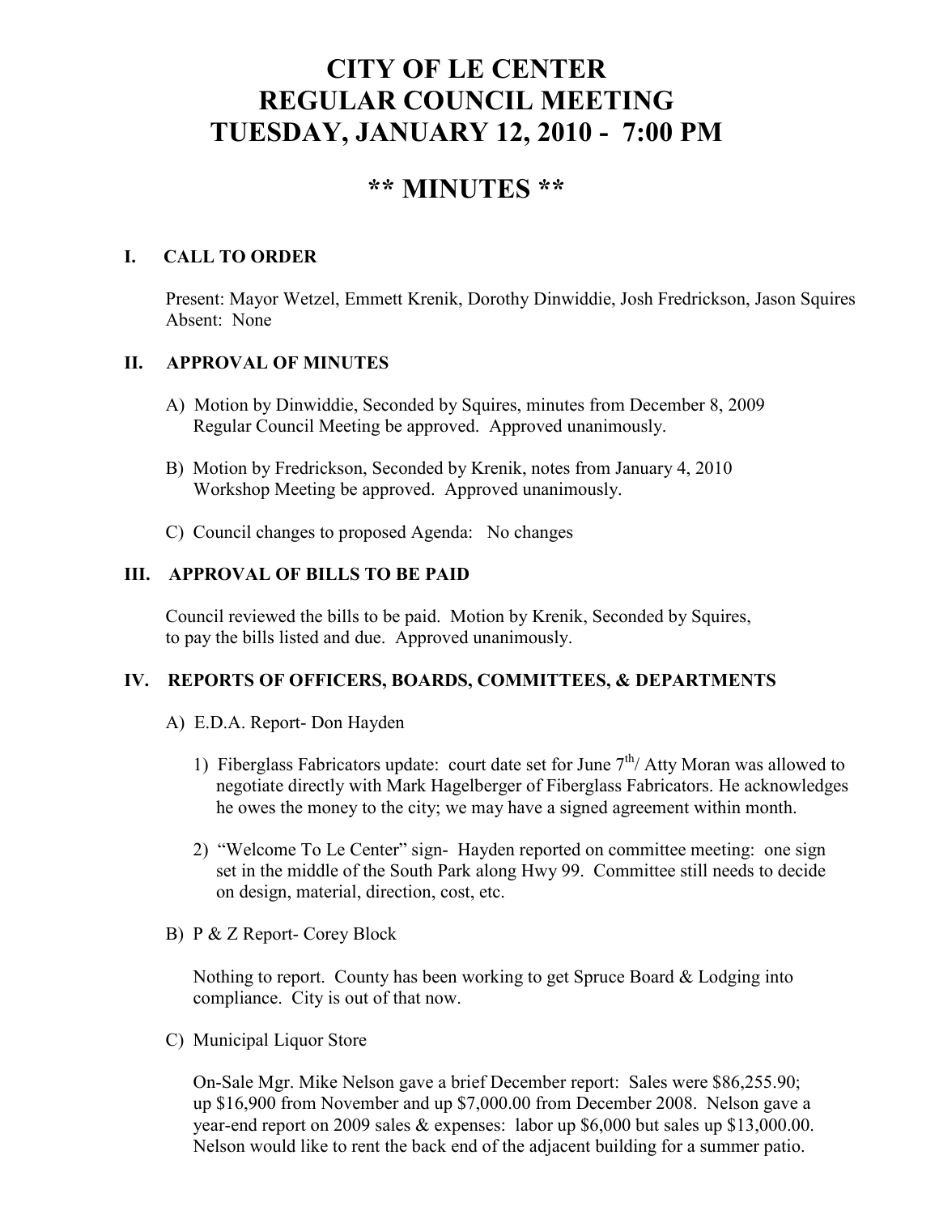# CITY OF LE CENTER
# REGULAR COUNCIL MEETING
# TUESDAY, JANUARY 12, 2010 - 7:00 PM

## ** MINUTES **

### I. CALL TO ORDER

Present: Mayor Wetzel, Emmett Krenik, Dorothy Dinwiddie, Josh Fredrickson, Jason Squires
Absent: None

### II. APPROVAL OF MINUTES

A) Motion by Dinwiddie, Seconded by Squires, minutes from December 8, 2009 Regular Council Meeting be approved. Approved unanimously.

B) Motion by Fredrickson, Seconded by Krenik, notes from January 4, 2010 Workshop Meeting be approved. Approved unanimously.

C) Council changes to proposed Agenda: No changes

### III. APPROVAL OF BILLS TO BE PAID

Council reviewed the bills to be paid. Motion by Krenik, Seconded by Squires, to pay the bills listed and due. Approved unanimously.

### IV. REPORTS OF OFFICERS, BOARDS, COMMITTEES, & DEPARTMENTS

A) E.D.A. Report- Don Hayden

1) Fiberglass Fabricators update: court date set for June 7th/ Atty Moran was allowed to negotiate directly with Mark Hagelberger of Fiberglass Fabricators. He acknowledges he owes the money to the city; we may have a signed agreement within month.

2) "Welcome To Le Center" sign- Hayden reported on committee meeting: one sign set in the middle of the South Park along Hwy 99. Committee still needs to decide on design, material, direction, cost, etc.

B) P & Z Report- Corey Block

Nothing to report. County has been working to get Spruce Board & Lodging into compliance. City is out of that now.

C) Municipal Liquor Store

On-Sale Mgr. Mike Nelson gave a brief December report: Sales were $86,255.90; up $16,900 from November and up $7,000.00 from December 2008. Nelson gave a year-end report on 2009 sales & expenses: labor up $6,000 but sales up $13,000.00. Nelson would like to rent the back end of the adjacent building for a summer patio.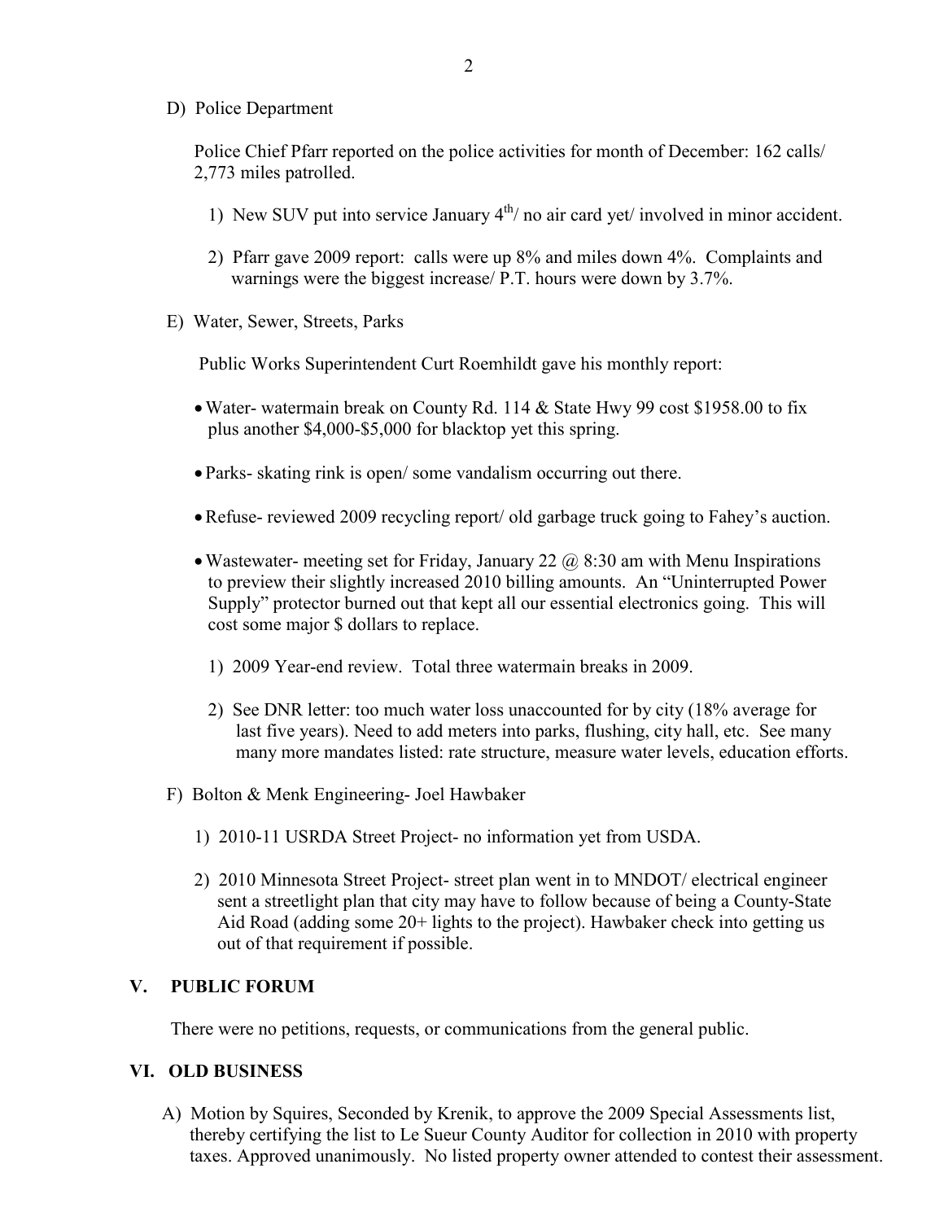D) Police Department

Police Chief Pfarr reported on the police activities for month of December: 162 calls/ 2,773 miles patrolled.

1) New SUV put into service January $4^{th}$/ no air card yet/ involved in minor accident.

2) Pfarr gave 2009 report: calls were up 8% and miles down 4%. Complaints and warnings were the biggest increase/ P.T. hours were down by 3.7%.

E) Water, Sewer, Streets, Parks

Public Works Superintendent Curt Roemhildt gave his monthly report:

- Water- watermain break on County Rd. 114 & State Hwy 99 cost $1958.00 to fix plus another $4,000-$5,000 for blacktop yet this spring.
- Parks- skating rink is open/ some vandalism occurring out there.
- Refuse- reviewed 2009 recycling report/ old garbage truck going to Fahey's auction.
- Wastewater- meeting set for Friday, January 22 @ 8:30 am with Menu Inspirations to preview their slightly increased 2010 billing amounts. An "Uninterrupted Power Supply" protector burned out that kept all our essential electronics going. This will cost some major $ dollars to replace.

1) 2009 Year-end review. Total three watermain breaks in 2009.

2) See DNR letter: too much water loss unaccounted for by city (18% average for last five years). Need to add meters into parks, flushing, city hall, etc. See many many more mandates listed: rate structure, measure water levels, education efforts.

F) Bolton & Menk Engineering- Joel Hawbaker

1) 2010-11 USRDA Street Project- no information yet from USDA.

2) 2010 Minnesota Street Project- street plan went in to MNDOT/ electrical engineer sent a streetlight plan that city may have to follow because of being a County-State Aid Road (adding some 20+ lights to the project). Hawbaker check into getting us out of that requirement if possible.

## V. PUBLIC FORUM

There were no petitions, requests, or communications from the general public.

## VI. OLD BUSINESS

A) Motion by Squires, Seconded by Krenik, to approve the 2009 Special Assessments list, thereby certifying the list to Le Sueur County Auditor for collection in 2010 with property taxes. Approved unanimously. No listed property owner attended to contest their assessment.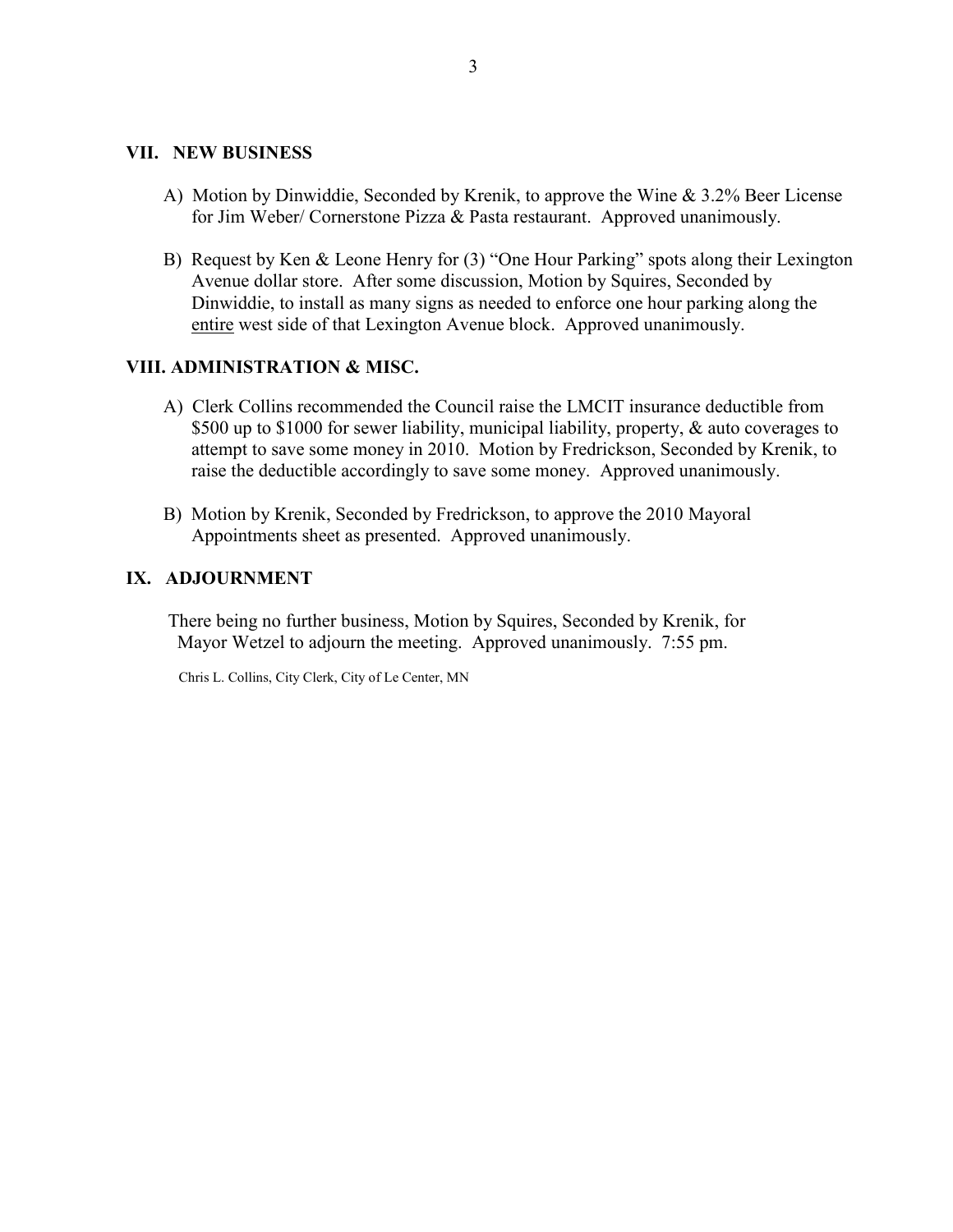## VII. NEW BUSINESS

A) Motion by Dinwiddie, Seconded by Krenik, to approve the Wine & 3.2% Beer License for Jim Weber/ Cornerstone Pizza & Pasta restaurant. Approved unanimously.

B) Request by Ken & Leone Henry for (3) "One Hour Parking" spots along their Lexington Avenue dollar store. After some discussion, Motion by Squires, Seconded by Dinwiddie, to install as many signs as needed to enforce one hour parking along the <u>entire</u> west side of that Lexington Avenue block. Approved unanimously.

## VIII. ADMINISTRATION & MISC.

A) Clerk Collins recommended the Council raise the LMCIT insurance deductible from $500 up to $1000 for sewer liability, municipal liability, property, & auto coverages to attempt to save some money in 2010. Motion by Fredrickson, Seconded by Krenik, to raise the deductible accordingly to save some money. Approved unanimously.

B) Motion by Krenik, Seconded by Fredrickson, to approve the 2010 Mayoral Appointments sheet as presented. Approved unanimously.

## IX. ADJOURNMENT

There being no further business, Motion by Squires, Seconded by Krenik, for Mayor Wetzel to adjourn the meeting. Approved unanimously. 7:55 pm.

Chris L. Collins, City Clerk, City of Le Center, MN